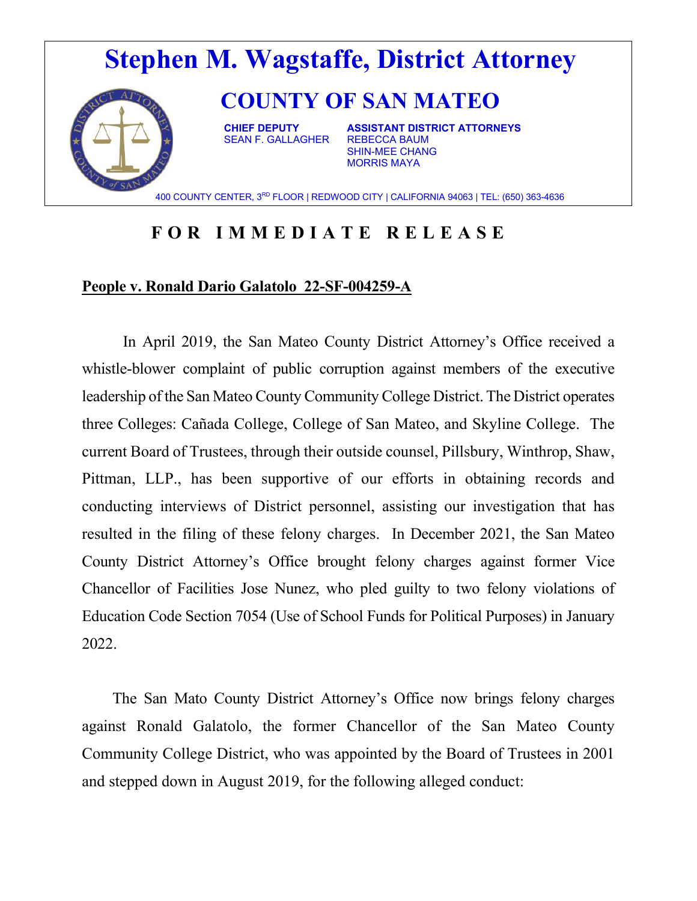# Stephen M. Wagstaffe, District Attorney

## COUNTY OF SAN MATEO

**CHIEF DEPUTY**
SEAN F. GALLAGHER

**ASSISTANT DISTRICT ATTORNEYS**
REBECCA BAUM
SHIN-MEE CHANG
MORRIS MAYA

400 COUNTY CENTER, 3RD FLOOR | REDWOOD CITY | CALIFORNIA 94063 | TEL: (650) 363-4636

**F O R I M M E D I A T E R E L E A S E**

**People v. Ronald Dario Galatolo 22-SF-004259-A**

In April 2019, the San Mateo County District Attorney's Office received a whistle-blower complaint of public corruption against members of the executive leadership of the San Mateo County Community College District. The District operates three Colleges: Cañada College, College of San Mateo, and Skyline College. The current Board of Trustees, through their outside counsel, Pillsbury, Winthrop, Shaw, Pittman, LLP., has been supportive of our efforts in obtaining records and conducting interviews of District personnel, assisting our investigation that has resulted in the filing of these felony charges. In December 2021, the San Mateo County District Attorney's Office brought felony charges against former Vice Chancellor of Facilities Jose Nunez, who pled guilty to two felony violations of Education Code Section 7054 (Use of School Funds for Political Purposes) in January 2022.

The San Mato County District Attorney's Office now brings felony charges against Ronald Galatolo, the former Chancellor of the San Mateo County Community College District, who was appointed by the Board of Trustees in 2001 and stepped down in August 2019, for the following alleged conduct: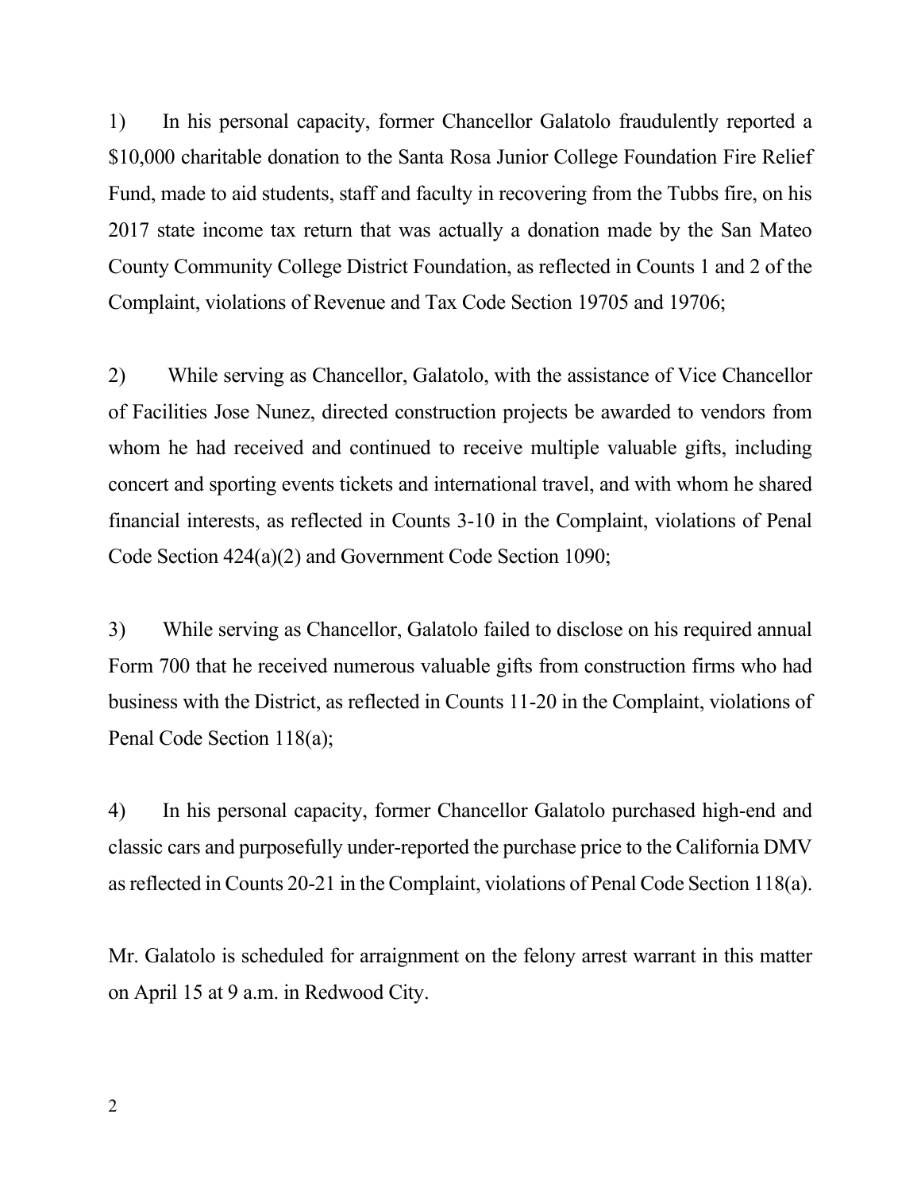1) In his personal capacity, former Chancellor Galatolo fraudulently reported a $10,000 charitable donation to the Santa Rosa Junior College Foundation Fire Relief Fund, made to aid students, staff and faculty in recovering from the Tubbs fire, on his 2017 state income tax return that was actually a donation made by the San Mateo County Community College District Foundation, as reflected in Counts 1 and 2 of the Complaint, violations of Revenue and Tax Code Section 19705 and 19706;

2) While serving as Chancellor, Galatolo, with the assistance of Vice Chancellor of Facilities Jose Nunez, directed construction projects be awarded to vendors from whom he had received and continued to receive multiple valuable gifts, including concert and sporting events tickets and international travel, and with whom he shared financial interests, as reflected in Counts 3-10 in the Complaint, violations of Penal Code Section 424(a)(2) and Government Code Section 1090;

3) While serving as Chancellor, Galatolo failed to disclose on his required annual Form 700 that he received numerous valuable gifts from construction firms who had business with the District, as reflected in Counts 11-20 in the Complaint, violations of Penal Code Section 118(a);

4) In his personal capacity, former Chancellor Galatolo purchased high-end and classic cars and purposefully under-reported the purchase price to the California DMV as reflected in Counts 20-21 in the Complaint, violations of Penal Code Section 118(a).

Mr. Galatolo is scheduled for arraignment on the felony arrest warrant in this matter on April 15 at 9 a.m. in Redwood City.